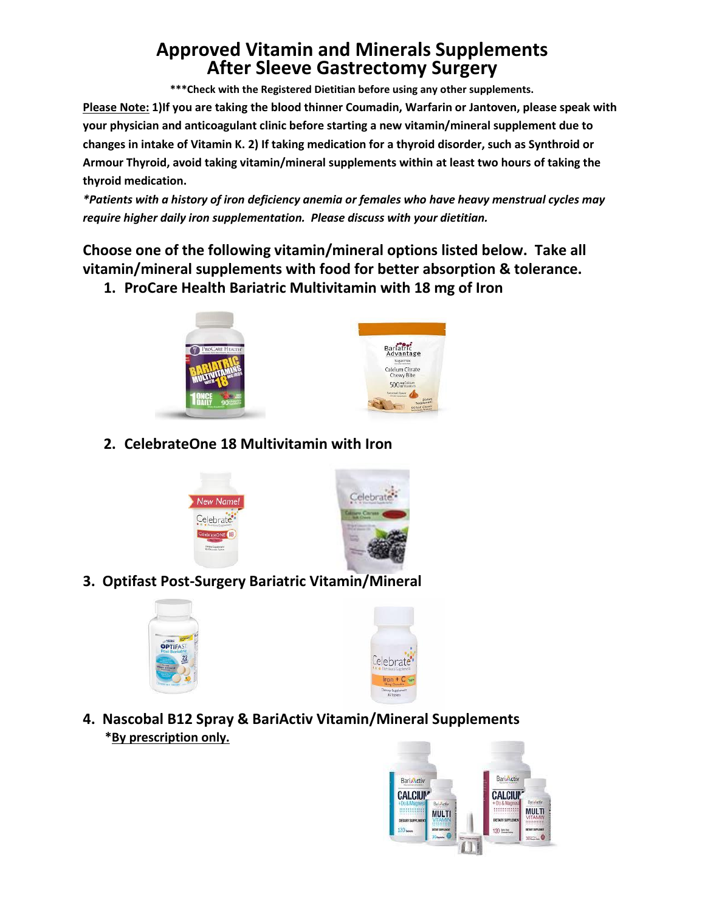# Approved Vitamin and Minerals Supplements After Sleeve Gastrectomy Surgery

**\*\*\*Check with the Registered Dietitian before using any other supplements.**

**<u>Please Note:</u> 1)If you are taking the blood thinner Coumadin, Warfarin or Jantoven, please speak with your physician and anticoagulant clinic before starting a new vitamin/mineral supplement due to changes in intake of Vitamin K. 2) If taking medication for a thyroid disorder, such as Synthroid or Armour Thyroid, avoid taking vitamin/mineral supplements within at least two hours of taking the thyroid medication.**

***\*Patients with a history of iron deficiency anemia or females who have heavy menstrual cycles may require higher daily iron supplementation. Please discuss with your dietitian.***

**Choose one of the following vitamin/mineral options listed below. Take all vitamin/mineral supplements with food for better absorption & tolerance.**

1. **ProCare Health Bariatric Multivitamin with 18 mg of Iron**

2. **CelebrateOne 18 Multivitamin with Iron**

3. **Optifast Post-Surgery Bariatric Vitamin/Mineral**

4. **Nascobal B12 Spray & BariActiv Vitamin/Mineral Supplements**

   **\*<u>By prescription only.</u>**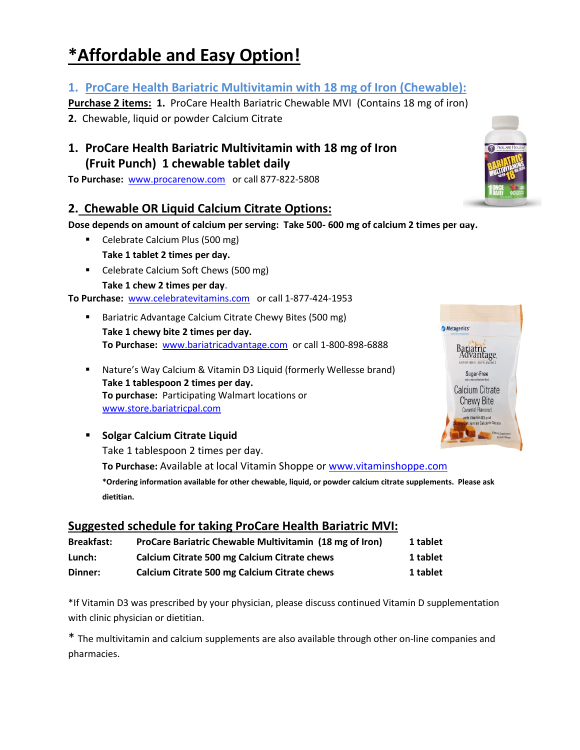# *Affordable and Easy Option!

## 1. ProCare Health Bariatric Multivitamin with 18 mg of Iron (Chewable):

**Purchase 2 items:** **1.** ProCare Health Bariatric Chewable MVI (Contains 18 mg of iron)

**2.** Chewable, liquid or powder Calcium Citrate

## 1. ProCare Health Bariatric Multivitamin with 18 mg of Iron (Fruit Punch) 1 chewable tablet daily

**To Purchase:** www.procarenow.com or call 877-822-5808

## 2. Chewable OR Liquid Calcium Citrate Options:

**Dose depends on amount of calcium per serving: Take 500- 600 mg of calcium 2 times per day.**

- Celebrate Calcium Plus (500 mg)
  **Take 1 tablet 2 times per day.**
- Celebrate Calcium Soft Chews (500 mg)
  **Take 1 chew 2 times per day**.

**To Purchase:** www.celebratevitamins.com or call 1-877-424-1953

- Bariatric Advantage Calcium Citrate Chewy Bites (500 mg)
  **Take 1 chewy bite 2 times per day.**
  **To Purchase:** www.bariatricadvantage.com or call 1-800-898-6888

- Nature's Way Calcium & Vitamin D3 Liquid (formerly Wellesse brand)
  **Take 1 tablespoon 2 times per day.**
  **To purchase:** Participating Walmart locations or www.store.bariatricpal.com

- **Solgar Calcium Citrate Liquid**
  Take 1 tablespoon 2 times per day.
  **To Purchase:** Available at local Vitamin Shoppe or www.vitaminshoppe.com
  **\*Ordering information available for other chewable, liquid, or powder calcium citrate supplements. Please ask dietitian.**

## Suggested schedule for taking ProCare Health Bariatric MVI:

| | | |
|---|---|---|
| **Breakfast:** | **ProCare Bariatric Chewable Multivitamin (18 mg of Iron)** | **1 tablet** |
| **Lunch:** | **Calcium Citrate 500 mg Calcium Citrate chews** | **1 tablet** |
| **Dinner:** | **Calcium Citrate 500 mg Calcium Citrate chews** | **1 tablet** |

*If Vitamin D3 was prescribed by your physician, please discuss continued Vitamin D supplementation with clinic physician or dietitian.

* The multivitamin and calcium supplements are also available through other on-line companies and pharmacies.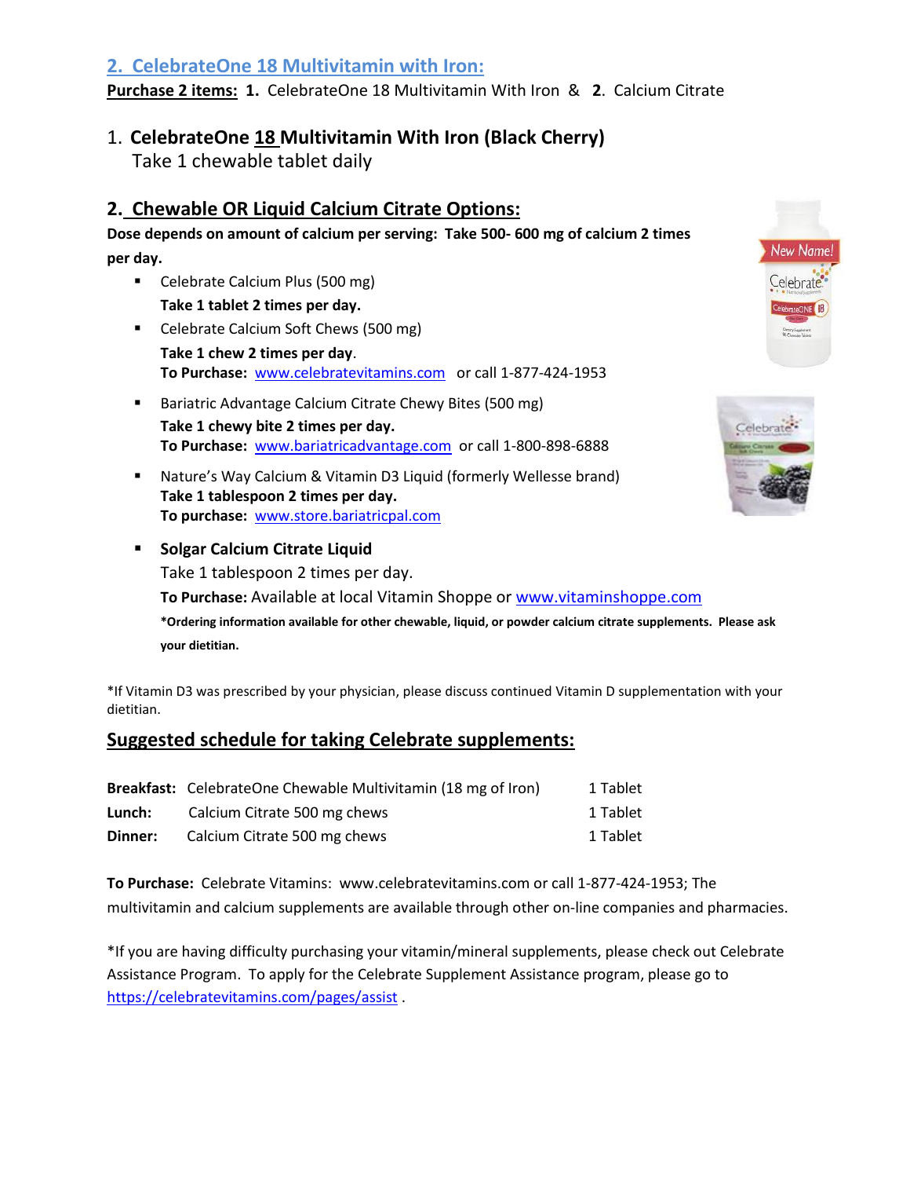## 2. CelebrateOne 18 Multivitamin with Iron:

**Purchase 2 items:** **1.** CelebrateOne 18 Multivitamin With Iron & **2.** Calcium Citrate

1. **CelebrateOne 18 Multivitamin With Iron (Black Cherry)**
   Take 1 chewable tablet daily

### 2. Chewable OR Liquid Calcium Citrate Options:

**Dose depends on amount of calcium per serving: Take 500- 600 mg of calcium 2 times per day.**

- Celebrate Calcium Plus (500 mg)
  **Take 1 tablet 2 times per day.**
- Celebrate Calcium Soft Chews (500 mg)
  **Take 1 chew 2 times per day**.
  **To Purchase:** www.celebratevitamins.com or call 1-877-424-1953
- Bariatric Advantage Calcium Citrate Chewy Bites (500 mg)
  **Take 1 chewy bite 2 times per day.**
  **To Purchase:** www.bariatricadvantage.com or call 1-800-898-6888
- Nature's Way Calcium & Vitamin D3 Liquid (formerly Wellesse brand)
  **Take 1 tablespoon 2 times per day.**
  **To purchase:** www.store.bariatricpal.com
- **Solgar Calcium Citrate Liquid**
  Take 1 tablespoon 2 times per day.
  **To Purchase:** Available at local Vitamin Shoppe or www.vitaminshoppe.com
  **\*Ordering information available for other chewable, liquid, or powder calcium citrate supplements. Please ask your dietitian.**

\*If Vitamin D3 was prescribed by your physician, please discuss continued Vitamin D supplementation with your dietitian.

### Suggested schedule for taking Celebrate supplements:

| | | |
|---|---|---|
| **Breakfast:** | CelebrateOne Chewable Multivitamin (18 mg of Iron) | 1 Tablet |
| **Lunch:** | Calcium Citrate 500 mg chews | 1 Tablet |
| **Dinner:** | Calcium Citrate 500 mg chews | 1 Tablet |

**To Purchase:** Celebrate Vitamins: www.celebratevitamins.com or call 1-877-424-1953; The multivitamin and calcium supplements are available through other on-line companies and pharmacies.

\*If you are having difficulty purchasing your vitamin/mineral supplements, please check out Celebrate Assistance Program. To apply for the Celebrate Supplement Assistance program, please go to https://celebratevitamins.com/pages/assist .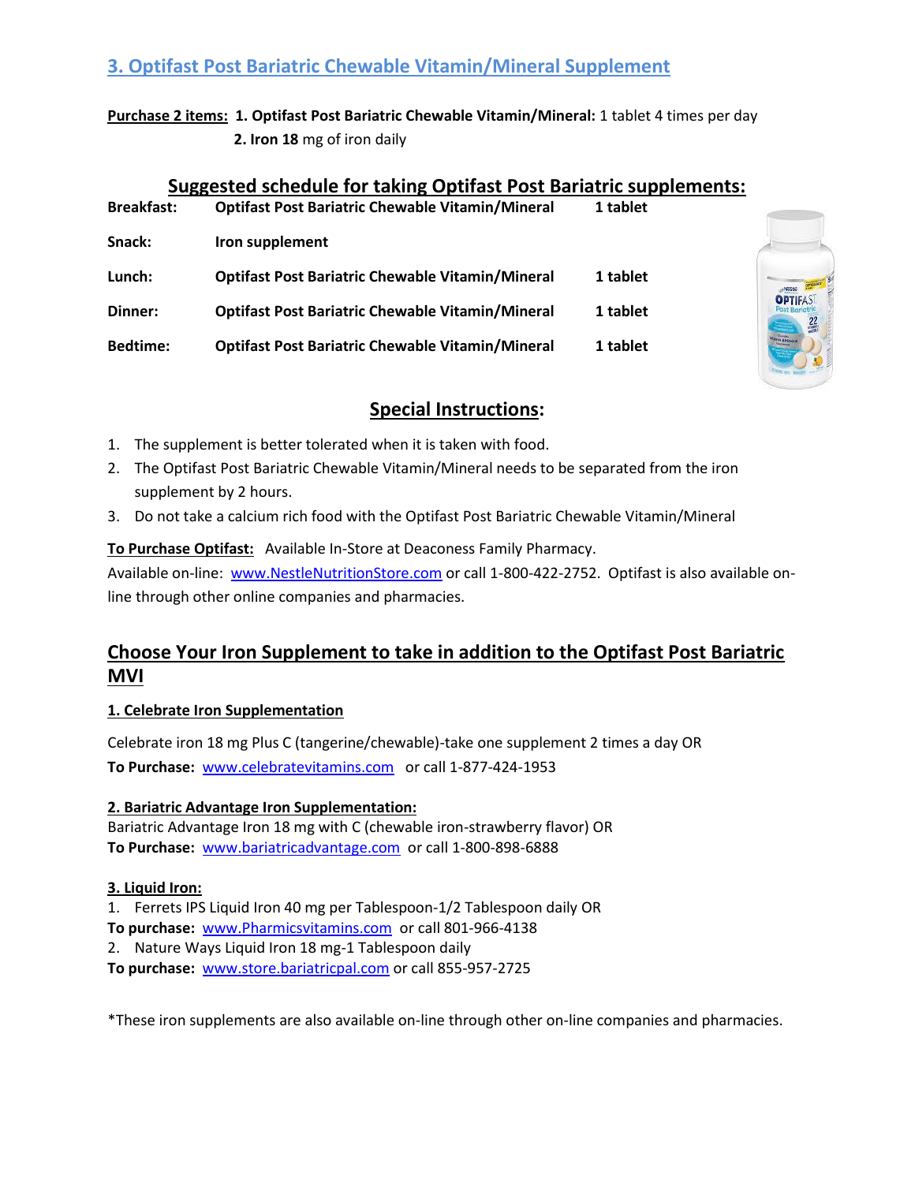## 3. Optifast Post Bariatric Chewable Vitamin/Mineral Supplement

**Purchase 2 items:** **1. Optifast Post Bariatric Chewable Vitamin/Mineral:** 1 tablet 4 times per day
**2. Iron 18** mg of iron daily

### Suggested schedule for taking Optifast Post Bariatric supplements:

| | | |
|---|---|---|
| **Breakfast:** | **Optifast Post Bariatric Chewable Vitamin/Mineral** | **1 tablet** |
| **Snack:** | **Iron supplement** | |
| **Lunch:** | **Optifast Post Bariatric Chewable Vitamin/Mineral** | **1 tablet** |
| **Dinner:** | **Optifast Post Bariatric Chewable Vitamin/Mineral** | **1 tablet** |
| **Bedtime:** | **Optifast Post Bariatric Chewable Vitamin/Mineral** | **1 tablet** |

### Special Instructions:

1. The supplement is better tolerated when it is taken with food.
2. The Optifast Post Bariatric Chewable Vitamin/Mineral needs to be separated from the iron supplement by 2 hours.
3. Do not take a calcium rich food with the Optifast Post Bariatric Chewable Vitamin/Mineral

**To Purchase Optifast:** Available In-Store at Deaconess Family Pharmacy.
Available on-line: www.NestleNutritionStore.com or call 1-800-422-2752. Optifast is also available on-line through other online companies and pharmacies.

## Choose Your Iron Supplement to take in addition to the Optifast Post Bariatric MVI

**1. Celebrate Iron Supplementation**

Celebrate iron 18 mg Plus C (tangerine/chewable)-take one supplement 2 times a day OR
**To Purchase:** www.celebratevitamins.com or call 1-877-424-1953

**2. Bariatric Advantage Iron Supplementation:**
Bariatric Advantage Iron 18 mg with C (chewable iron-strawberry flavor) OR
**To Purchase:** www.bariatricadvantage.com or call 1-800-898-6888

**3. Liquid Iron:**
1. Ferrets IPS Liquid Iron 40 mg per Tablespoon-1/2 Tablespoon daily OR
**To purchase:** www.Pharmicsvitamins.com or call 801-966-4138
2. Nature Ways Liquid Iron 18 mg-1 Tablespoon daily
**To purchase:** www.store.bariatricpal.com or call 855-957-2725

*These iron supplements are also available on-line through other on-line companies and pharmacies.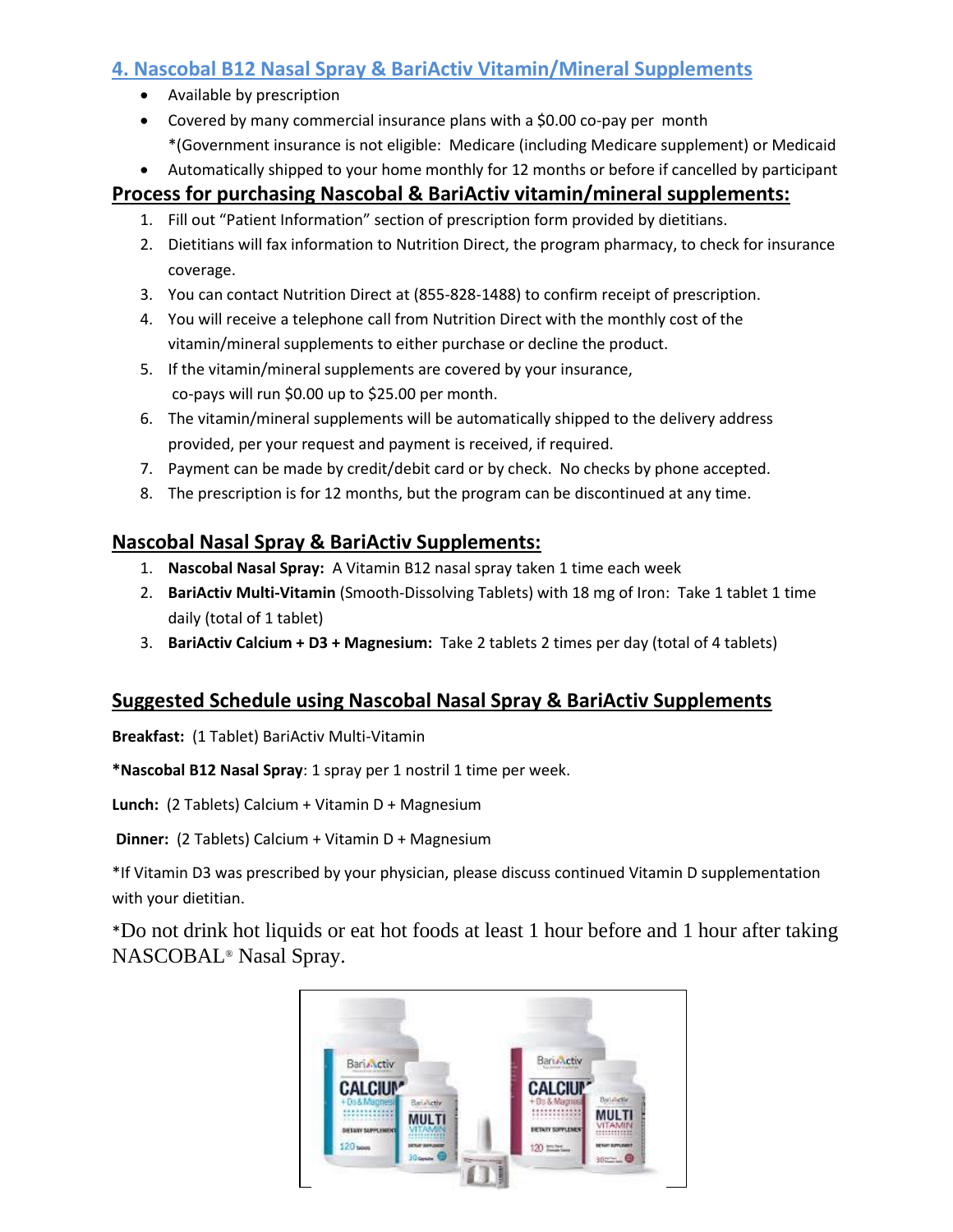## 4. Nascobal B12 Nasal Spray & BariActiv Vitamin/Mineral Supplements

- Available by prescription
- Covered by many commercial insurance plans with a $0.00 co-pay per month
  *(Government insurance is not eligible: Medicare (including Medicare supplement) or Medicaid
- Automatically shipped to your home monthly for 12 months or before if cancelled by participant

## Process for purchasing Nascobal & BariActiv vitamin/mineral supplements:

1. Fill out "Patient Information" section of prescription form provided by dietitians.
2. Dietitians will fax information to Nutrition Direct, the program pharmacy, to check for insurance coverage.
3. You can contact Nutrition Direct at (855-828-1488) to confirm receipt of prescription.
4. You will receive a telephone call from Nutrition Direct with the monthly cost of the vitamin/mineral supplements to either purchase or decline the product.
5. If the vitamin/mineral supplements are covered by your insurance, co-pays will run $0.00 up to $25.00 per month.
6. The vitamin/mineral supplements will be automatically shipped to the delivery address provided, per your request and payment is received, if required.
7. Payment can be made by credit/debit card or by check. No checks by phone accepted.
8. The prescription is for 12 months, but the program can be discontinued at any time.

## Nascobal Nasal Spray & BariActiv Supplements:

1. **Nascobal Nasal Spray:** A Vitamin B12 nasal spray taken 1 time each week
2. **BariActiv Multi-Vitamin** (Smooth-Dissolving Tablets) with 18 mg of Iron: Take 1 tablet 1 time daily (total of 1 tablet)
3. **BariActiv Calcium + D3 + Magnesium:** Take 2 tablets 2 times per day (total of 4 tablets)

## Suggested Schedule using Nascobal Nasal Spray & BariActiv Supplements

**Breakfast:** (1 Tablet) BariActiv Multi-Vitamin

***Nascobal B12 Nasal Spray**: 1 spray per 1 nostril 1 time per week.

**Lunch:** (2 Tablets) Calcium + Vitamin D + Magnesium

**Dinner:** (2 Tablets) Calcium + Vitamin D + Magnesium

*If Vitamin D3 was prescribed by your physician, please discuss continued Vitamin D supplementation with your dietitian.

*Do not drink hot liquids or eat hot foods at least 1 hour before and 1 hour after taking NASCOBAL® Nasal Spray.